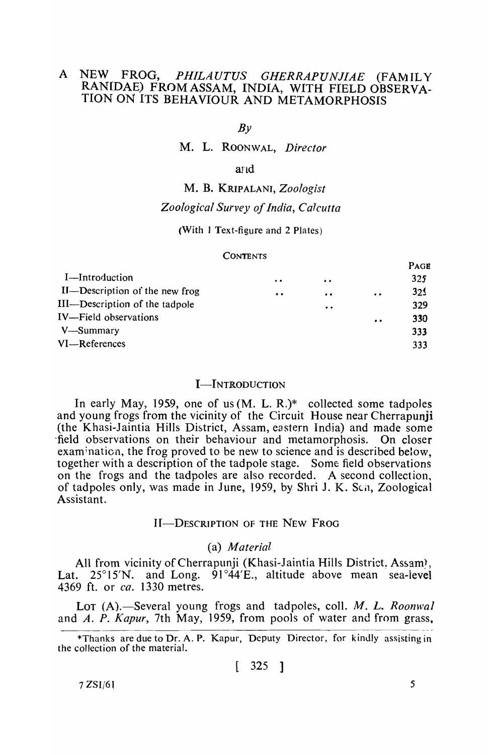# A NEW FROG, *PHILAUTUS GHERRAPUNJIAE* (FAMILY RANIDAE) FROM ASSAM, INDIA, WITH FIELD OBSERVATION ON ITS BEHAVIOUR AND METAMORPHOSIS

*By*

M. L. Roonwal, *Director*

and

M. B. Kripalani, *Zoologist*

*Zoological Survey of India, Calcutta*

(With 1 Text-figure and 2 Plates)

CONTENTS

| | PAGE |
|---|---|
| I—Introduction | 325 |
| II—Description of the new frog | 325 |
| III—Description of the tadpole | 329 |
| IV—Field observations | 330 |
| V—Summary | 333 |
| VI—References | 333 |

## I—Introduction

In early May, 1959, one of us (M. L. R.)* collected some tadpoles and young frogs from the vicinity of the Circuit House near Cherrapunji (the Khasi-Jaintia Hills District, Assam, eastern India) and made some field observations on their behaviour and metamorphosis. On closer examination, the frog proved to be new to science and is described below, together with a description of the tadpole stage. Some field observations on the frogs and the tadpoles are also recorded. A second collection, of tadpoles only, was made in June, 1959, by Shri J. K. Sen, Zoological Assistant.

## II—Description of the New Frog

### (a) *Material*

All from vicinity of Cherrapunji (Khasi-Jaintia Hills District, Assam), Lat. 25°15'N. and Long. 91°44'E., altitude above mean sea-level 4369 ft. or *ca.* 1330 metres.

Lot (A).—Several young frogs and tadpoles, coll. *M. L. Roonwal* and *A. P. Kapur*, 7th May, 1959, from pools of water and from grass,

*Thanks are due to Dr. A. P. Kapur, Deputy Director, for kindly assisting in the collection of the material.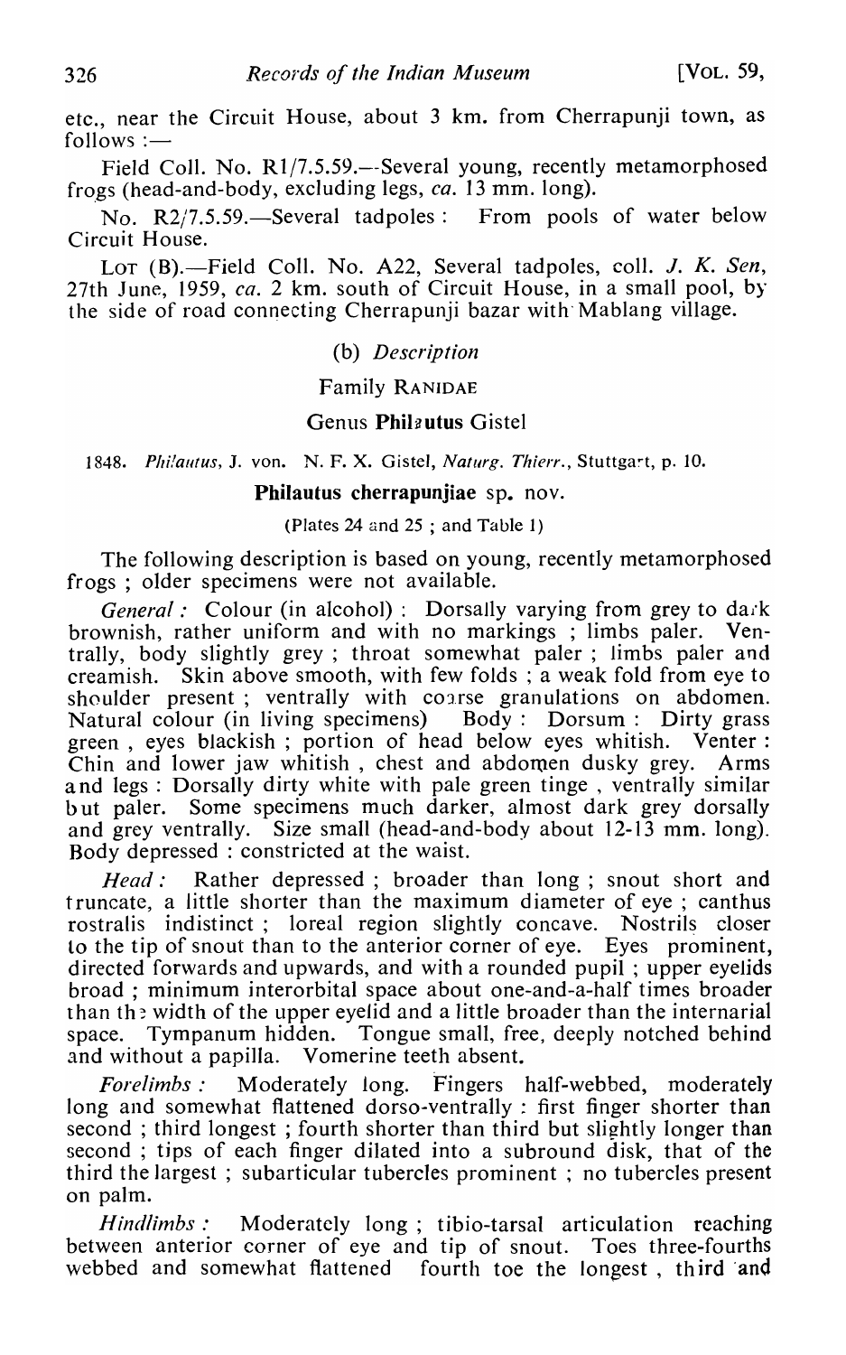etc., near the Circuit House, about 3 km. from Cherrapunji town, as follows :—

Field Coll. No. R1/7.5.59.—Several young, recently metamorphosed frogs (head-and-body, excluding legs, *ca.* 13 mm. long).

No. R2/7.5.59.—Several tadpoles : From pools of water below Circuit House.

LOT (B).—Field Coll. No. A22, Several tadpoles, coll. *J. K. Sen*, 27th June, 1959, *ca.* 2 km. south of Circuit House, in a small pool, by the side of road connecting Cherrapunji bazar with Mablang village.

### (b) *Description*

### Family RANIDAE

### Genus **Philautus** Gistel

1848. *Philautus*, J. von. N. F. X. Gistel, *Naturg. Thierr.*, Stuttgart, p. 10.

### **Philautus cherrapunjiae** sp. nov.

(Plates 24 and 25 ; and Table 1)

The following description is based on young, recently metamorphosed frogs ; older specimens were not available.

*General :* Colour (in alcohol) : Dorsally varying from grey to dark brownish, rather uniform and with no markings ; limbs paler. Ventrally, body slightly grey ; throat somewhat paler ; limbs paler and creamish. Skin above smooth, with few folds ; a weak fold from eye to shoulder present ; ventrally with coarse granulations on abdomen. Natural colour (in living specimens) Body : Dorsum : Dirty grass green , eyes blackish ; portion of head below eyes whitish. Venter : Chin and lower jaw whitish , chest and abdomen dusky grey. Arms and legs : Dorsally dirty white with pale green tinge , ventrally similar but paler. Some specimens much darker, almost dark grey dorsally and grey ventrally. Size small (head-and-body about 12-13 mm. long). Body depressed : constricted at the waist.

*Head :* Rather depressed ; broader than long ; snout short and truncate, a little shorter than the maximum diameter of eye ; canthus rostralis indistinct ; loreal region slightly concave. Nostrils closer to the tip of snout than to the anterior corner of eye. Eyes prominent, directed forwards and upwards, and with a rounded pupil ; upper eyelids broad ; minimum interorbital space about one-and-a-half times broader than the width of the upper eyelid and a little broader than the internarial space. Tympanum hidden. Tongue small, free, deeply notched behind and without a papilla. Vomerine teeth absent.

*Forelimbs :* Moderately long. Fingers half-webbed, moderately long and somewhat flattened dorso-ventrally : first finger shorter than second ; third longest ; fourth shorter than third but slightly longer than second ; tips of each finger dilated into a subround disk, that of the third the largest ; subarticular tubercles prominent ; no tubercles present on palm.

*Hindlimbs :* Moderately long ; tibio-tarsal articulation reaching between anterior corner of eye and tip of snout. Toes three-fourths webbed and somewhat flattened fourth toe the longest , third and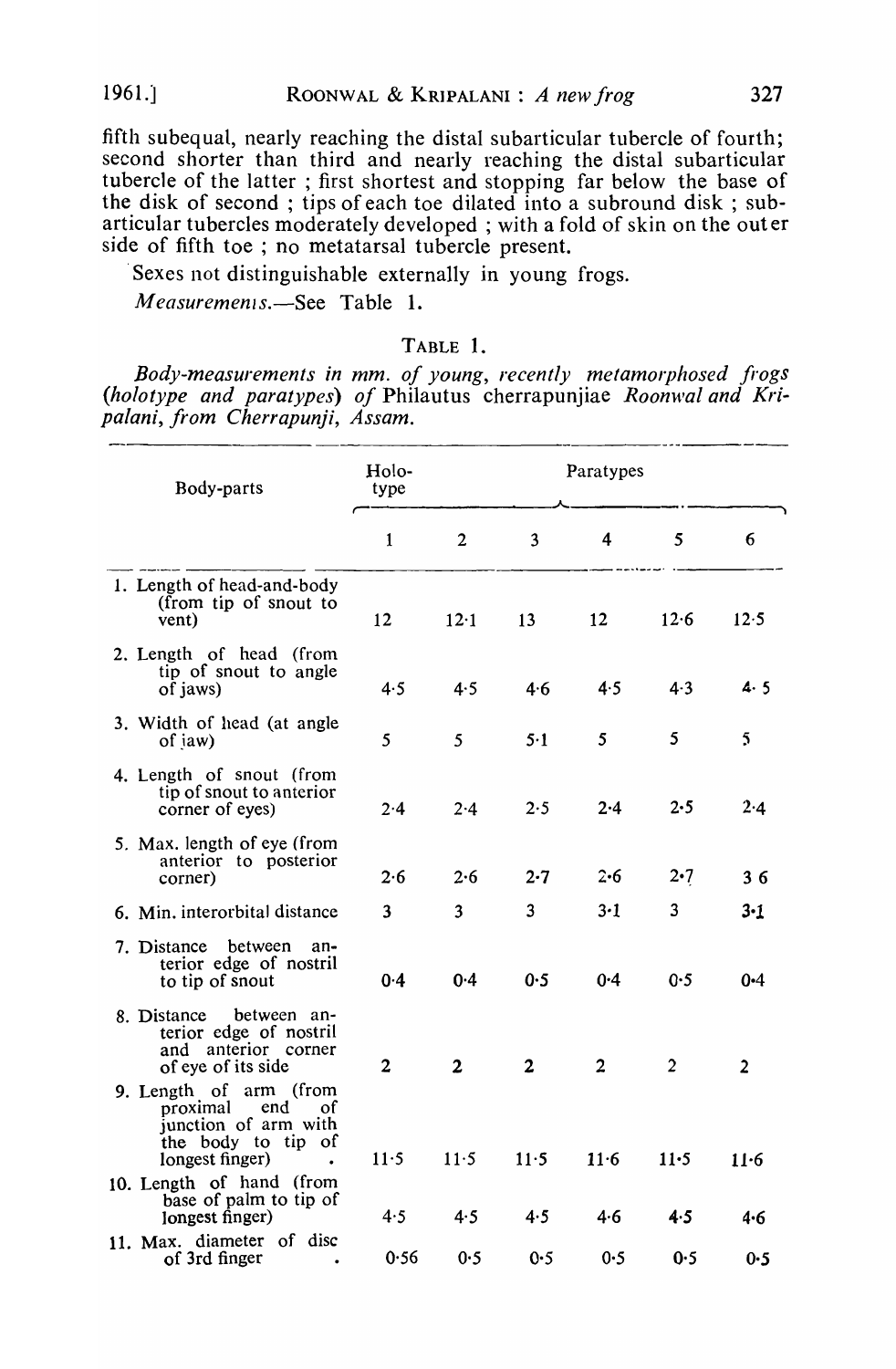fifth subequal, nearly reaching the distal subarticular tubercle of fourth; second shorter than third and nearly reaching the distal subarticular tubercle of the latter ; first shortest and stopping far below the base of the disk of second ; tips of each toe dilated into a subround disk ; subarticular tubercles moderately developed ; with a fold of skin on the outer side of fifth toe ; no metatarsal tubercle present.

Sexes not distinguishable externally in young frogs.

*Measurements.*—See Table 1.

TABLE 1.

*Body-measurements in mm. of young, recently metamorphosed frogs (holotype and paratypes) of* Philautus cherrapunjiae *Roonwal and Kripalani, from Cherrapunji, Assam.*

| Body-parts | Holotype | Paratypes | | | | |
|---|---|---|---|---|---|---|
| | 1 | 2 | 3 | 4 | 5 | 6 |
| 1. Length of head-and-body (from tip of snout to vent) | 12 | 12·1 | 13 | 12 | 12·6 | 12·5 |
| 2. Length of head (from tip of snout to angle of jaws) | 4·5 | 4·5 | 4·6 | 4·5 | 4·3 | 4·5 |
| 3. Width of head (at angle of jaw) | 5 | 5 | 5·1 | 5 | 5 | 5 |
| 4. Length of snout (from tip of snout to anterior corner of eyes) | 2·4 | 2·4 | 2·5 | 2·4 | 2·5 | 2·4 |
| 5. Max. length of eye (from anterior to posterior corner) | 2·6 | 2·6 | 2·7 | 2·6 | 2·7 | 3 6 |
| 6. Min. interorbital distance | 3 | 3 | 3 | 3·1 | 3 | 3·1 |
| 7. Distance between anterior edge of nostril to tip of snout | 0·4 | 0·4 | 0·5 | 0·4 | 0·5 | 0·4 |
| 8. Distance between anterior edge of nostril and anterior corner of eye of its side | 2 | 2 | 2 | 2 | 2 | 2 |
| 9. Length of arm (from proximal end of junction of arm with the body to tip of longest finger) | 11·5 | 11·5 | 11·5 | 11·6 | 11·5 | 11·6 |
| 10. Length of hand (from base of palm to tip of longest finger) | 4·5 | 4·5 | 4·5 | 4·6 | 4·5 | 4·6 |
| 11. Max. diameter of disc of 3rd finger | 0·56 | 0·5 | 0·5 | 0·5 | 0·5 | 0·5 |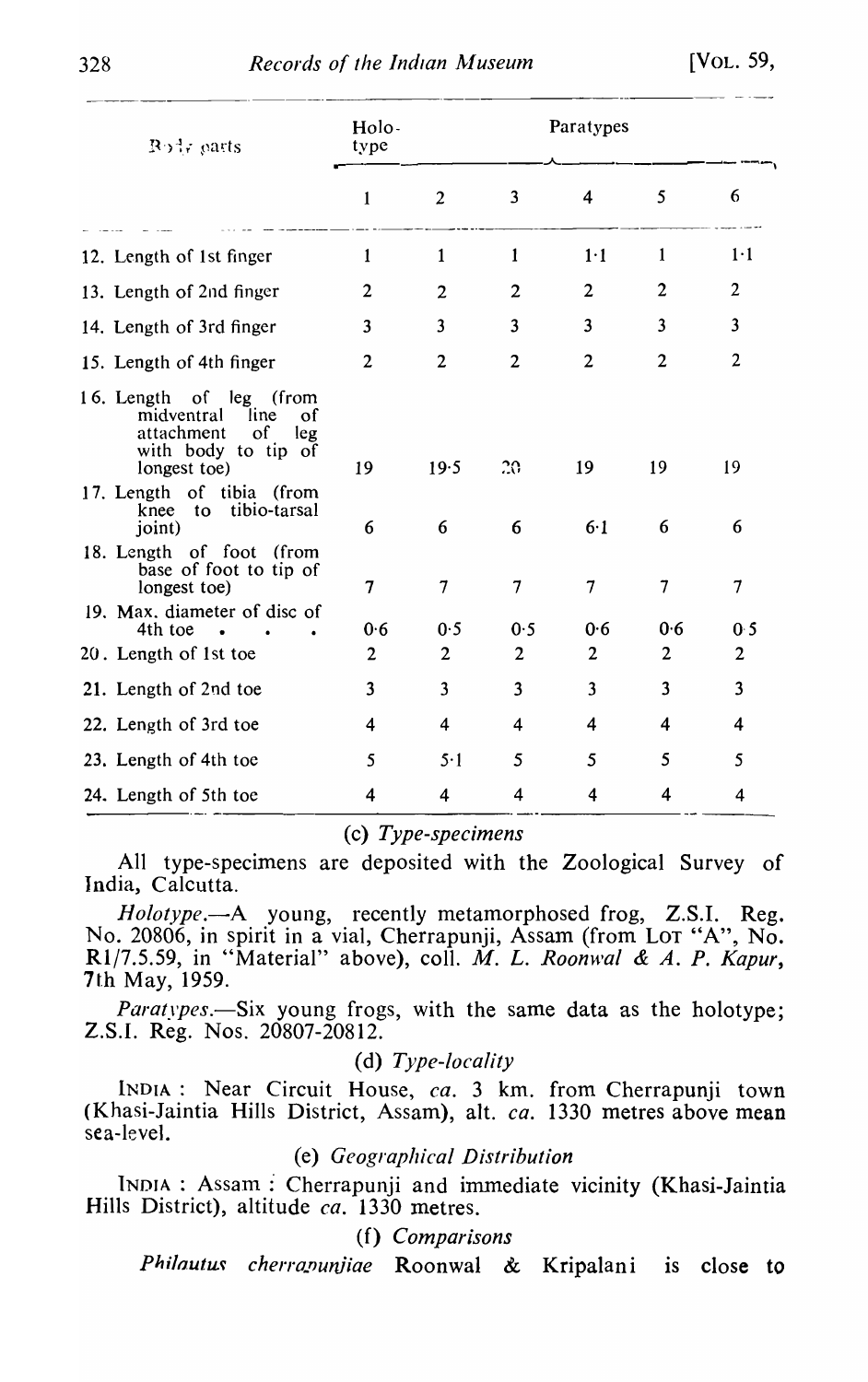| Body parts | Holo-type | Paratypes | | | | |
|---|---|---|---|---|---|---|
| | 1 | 2 | 3 | 4 | 5 | 6 |
| 12. Length of 1st finger | 1 | 1 | 1 | 1·1 | 1 | 1·1 |
| 13. Length of 2nd finger | 2 | 2 | 2 | 2 | 2 | 2 |
| 14. Length of 3rd finger | 3 | 3 | 3 | 3 | 3 | 3 |
| 15. Length of 4th finger | 2 | 2 | 2 | 2 | 2 | 2 |
| 16. Length of leg (from midventral line of attachment of leg with body to tip of longest toe) | 19 | 19·5 | 20 | 19 | 19 | 19 |
| 17. Length of tibia (from knee to tibio-tarsal joint) | 6 | 6 | 6 | 6·1 | 6 | 6 |
| 18. Length of foot (from base of foot to tip of longest toe) | 7 | 7 | 7 | 7 | 7 | 7 |
| 19. Max. diameter of disc of 4th toe . . . | 0·6 | 0·5 | 0·5 | 0·6 | 0·6 | 0·5 |
| 20. Length of 1st toe | 2 | 2 | 2 | 2 | 2 | 2 |
| 21. Length of 2nd toe | 3 | 3 | 3 | 3 | 3 | 3 |
| 22. Length of 3rd toe | 4 | 4 | 4 | 4 | 4 | 4 |
| 23. Length of 4th toe | 5 | 5·1 | 5 | 5 | 5 | 5 |
| 24. Length of 5th toe | 4 | 4 | 4 | 4 | 4 | 4 |

(c) *Type-specimens*

All type-specimens are deposited with the Zoological Survey of India, Calcutta.

*Holotype*.—A young, recently metamorphosed frog, Z.S.I. Reg. No. 20806, in spirit in a vial, Cherrapunji, Assam (from LOT "A", No. R1/7.5.59, in "Material" above), coll. *M. L. Roonwal & A. P. Kapur*, 7th May, 1959.

*Paratypes*.—Six young frogs, with the same data as the holotype; Z.S.I. Reg. Nos. 20807-20812.

(d) *Type-locality*

INDIA : Near Circuit House, *ca.* 3 km. from Cherrapunji town (Khasi-Jaintia Hills District, Assam), alt. *ca.* 1330 metres above mean sea-level.

(e) *Geographical Distribution*

INDIA : Assam : Cherrapunji and immediate vicinity (Khasi-Jaintia Hills District), altitude *ca.* 1330 metres.

(f) *Comparisons*

*Philautus cherrapunjiae* Roonwal & Kripalani is close to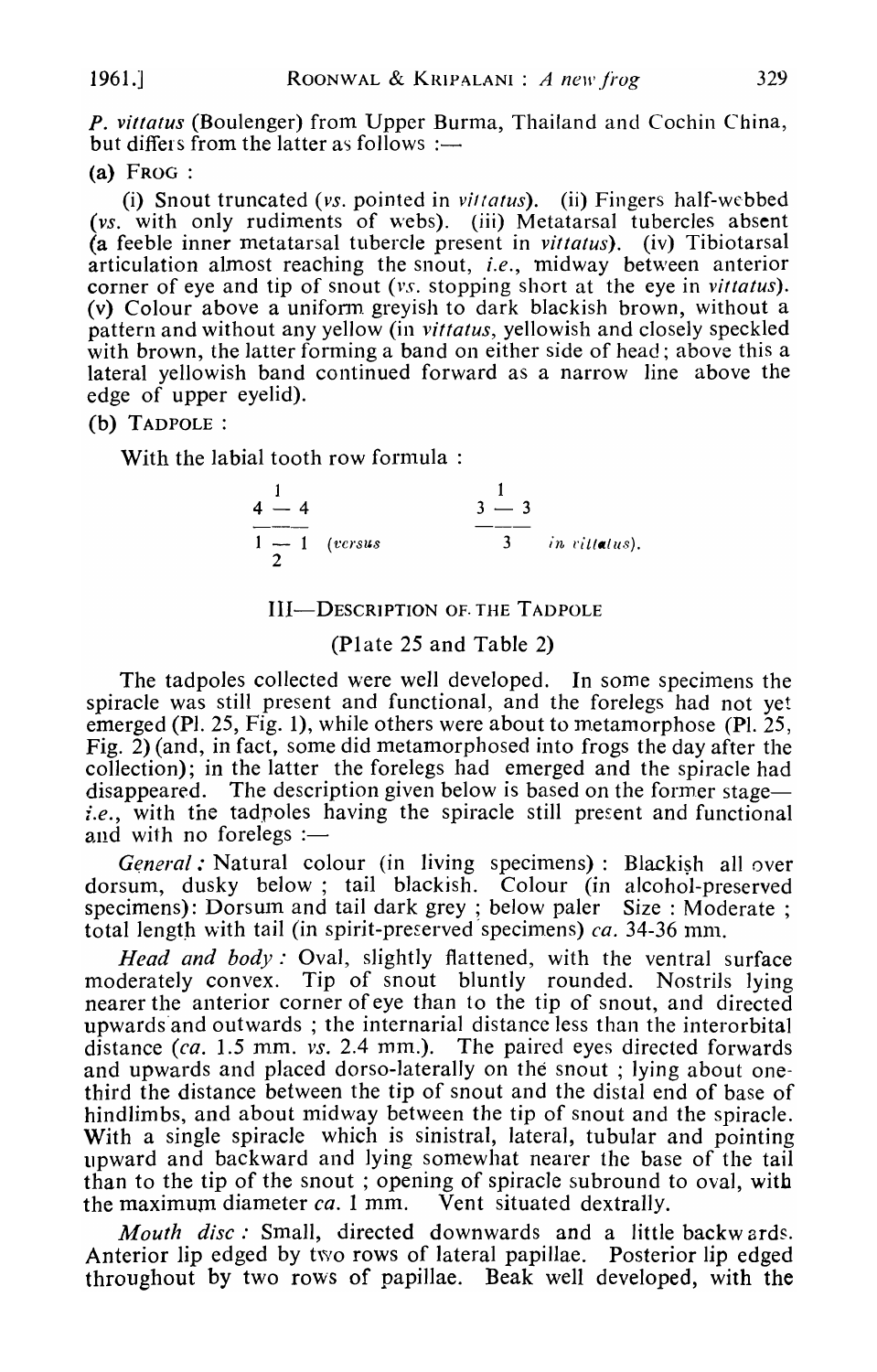*P. vittatus* (Boulenger) from Upper Burma, Thailand and Cochin China, but differs from the latter as follows :—

(a) FROG :

(i) Snout truncated (*vs.* pointed in *vittatus*). (ii) Fingers half-webbed (*vs.* with only rudiments of webs). (iii) Metatarsal tubercles absent (a feeble inner metatarsal tubercle present in *vittatus*). (iv) Tibiotarsal articulation almost reaching the snout, *i.e.*, midway between anterior corner of eye and tip of snout (*vs.* stopping short at the eye in *vittatus*). (v) Colour above a uniform greyish to dark blackish brown, without a pattern and without any yellow (in *vittatus*, yellowish and closely speckled with brown, the latter forming a band on either side of head; above this a lateral yellowish band continued forward as a narrow line above the edge of upper eyelid).

(b) TADPOLE :

With the labial tooth row formula :

$$\frac{\overset{1}{4 - 4}}{\underset{2}{1 - 1}} \quad (\textit{versus} \qquad \frac{\overset{1}{3 - 3}}{3} \quad \textit{in vittatus}).$$

## III—DESCRIPTION OF THE TADPOLE

### (Plate 25 and Table 2)

The tadpoles collected were well developed. In some specimens the spiracle was still present and functional, and the forelegs had not yet emerged (Pl. 25, Fig. 1), while others were about to metamorphose (Pl. 25, Fig. 2) (and, in fact, some did metamorphosed into frogs the day after the collection); in the latter the forelegs had emerged and the spiracle had disappeared. The description given below is based on the former stage—*i.e.*, with the tadpoles having the spiracle still present and functional and with no forelegs :—

*General :* Natural colour (in living specimens) : Blackish all over dorsum, dusky below ; tail blackish. Colour (in alcohol-preserved specimens): Dorsum and tail dark grey ; below paler Size : Moderate ; total length with tail (in spirit-preserved specimens) *ca.* 34-36 mm.

*Head and body :* Oval, slightly flattened, with the ventral surface moderately convex. Tip of snout bluntly rounded. Nostrils lying nearer the anterior corner of eye than to the tip of snout, and directed upwards and outwards ; the internarial distance less than the interorbital distance (*ca.* 1.5 mm. *vs.* 2.4 mm.). The paired eyes directed forwards and upwards and placed dorso-laterally on the snout ; lying about one-third the distance between the tip of snout and the distal end of base of hindlimbs, and about midway between the tip of snout and the spiracle. With a single spiracle which is sinistral, lateral, tubular and pointing upward and backward and lying somewhat nearer the base of the tail than to the tip of the snout ; opening of spiracle subround to oval, with the maximum diameter *ca.* 1 mm. Vent situated dextrally.

*Mouth disc :* Small, directed downwards and a little backwards. Anterior lip edged by two rows of lateral papillae. Posterior lip edged throughout by two rows of papillae. Beak well developed, with the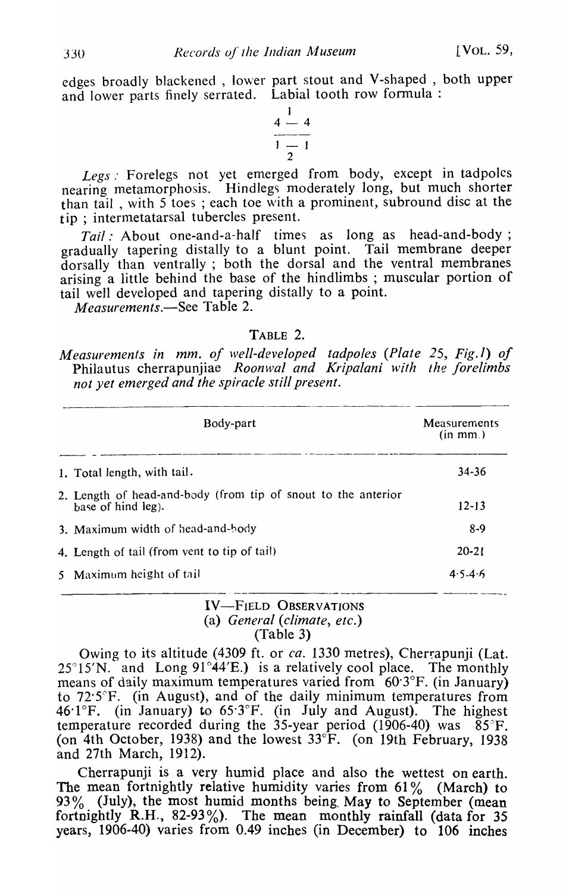edges broadly blackened , lower part stout and V-shaped , both upper and lower parts finely serrated. Labial tooth row formula :

$$\frac{\overset{1}{4 - 4}}{\underset{2}{1 - 1}}$$

*Legs :* Forelegs not yet emerged from body, except in tadpoles nearing metamorphosis. Hindlegs moderately long, but much shorter than tail , with 5 toes ; each toe with a prominent, subround disc at the tip ; intermetatarsal tubercles present.

*Tail :* About one-and-a-half times as long as head-and-body ; gradually tapering distally to a blunt point. Tail membrane deeper dorsally than ventrally ; both the dorsal and the ventral membranes arising a little behind the base of the hindlimbs ; muscular portion of tail well developed and tapering distally to a point.

*Measurements.*—See Table 2.

TABLE 2.

*Measurements in mm. of well-developed tadpoles (Plate 25, Fig. 1) of* Philautus cherrapunjiae *Roonwal and Kripalani with the forelimbs not yet emerged and the spiracle still present.*

| Body-part | Measurements (in mm.) |
|---|---|
| 1. Total length, with tail. | 34-36 |
| 2. Length of head-and-body (from tip of snout to the anterior base of hind leg). | 12-13 |
| 3. Maximum width of head-and-body | 8-9 |
| 4. Length of tail (from vent to tip of tail) | 20-21 |
| 5 Maximum height of tail | 4·5-4·6 |

## IV—FIELD OBSERVATIONS

### (a) *General (climate, etc.)*

(Table 3)

Owing to its altitude (4309 ft. or *ca.* 1330 metres), Cherrapunji (Lat. 25°15′N. and Long 91°44′E.) is a relatively cool place. The monthly means of daily maximum temperatures varied from 60·3°F. (in January) to 72·5°F. (in August), and of the daily minimum temperatures from 46·1°F. (in January) to 65·3°F. (in July and August). The highest temperature recorded during the 35-year period (1906-40) was 85°F. (on 4th October, 1938) and the lowest 33°F. (on 19th February, 1938 and 27th March, 1912).

Cherrapunji is a very humid place and also the wettest on earth. The mean fortnightly relative humidity varies from 61% (March) to 93% (July), the most humid months being May to September (mean fortnightly R.H., 82-93%). The mean monthly rainfall (data for 35 years, 1906-40) varies from 0.49 inches (in December) to 106 inches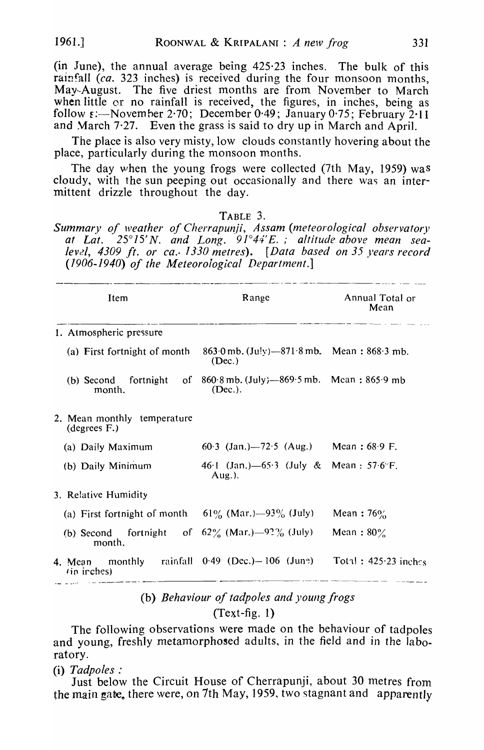(in June), the annual average being 425·23 inches. The bulk of this rainfall (*ca.* 323 inches) is received during the four monsoon months, May-August. The five driest months are from November to March when little or no rainfall is received, the figures, in inches, being as follows:—November 2·70; December 0·49; January 0·75; February 2·11 and March 7·27. Even the grass is said to dry up in March and April.

The place is also very misty, low clouds constantly hovering about the place, particularly during the monsoon months.

The day when the young frogs were collected (7th May, 1959) was cloudy, with the sun peeping out occasionally and there was an intermittent drizzle throughout the day.

TABLE 3.

*Summary of weather of Cherrapunji, Assam (meteorological observatory at Lat. 25°15′N. and Long. 91°44′E.; altitude above mean sea-level, 4309 ft. or ca. 1330 metres). [Data based on 35 years record (1906-1940) of the Meteorological Department.]*

| Item | Range | Annual Total or Mean |
|---|---|---|
| 1. Atmospheric pressure | | |
| (a) First fortnight of month | 863·0 mb. (July)—871·8 mb. (Dec.) | Mean : 868·3 mb. |
| (b) Second fortnight of month. | 860·8 mb. (July)—869·5 mb. (Dec.). | Mean : 865·9 mb |
| 2. Mean monthly temperature (degrees F.) | | |
| (a) Daily Maximum | 60·3 (Jan.)—72·5 (Aug.) | Mean : 68·9 F. |
| (b) Daily Minimum | 46·1 (Jan.)—65·3 (July & Aug.). | Mean : 57·6°F. |
| 3. Relative Humidity | | |
| (a) First fortnight of month | 61% (Mar.)—93% (July) | Mean : 76% |
| (b) Second fortnight of month. | 62% (Mar.)—92% (July) | Mean : 80% |
| 4. Mean monthly rainfall (in inches) | 0·49 (Dec.)—106 (June) | Total : 425·23 inches |

## (b) *Behaviour of tadpoles and young frogs*

(Text-fig. 1)

The following observations were made on the behaviour of tadpoles and young, freshly metamorphosed adults, in the field and in the laboratory.

(i) *Tadpoles* :

Just below the Circuit House of Cherrapunji, about 30 metres from the main gate, there were, on 7th May, 1959, two stagnant and apparently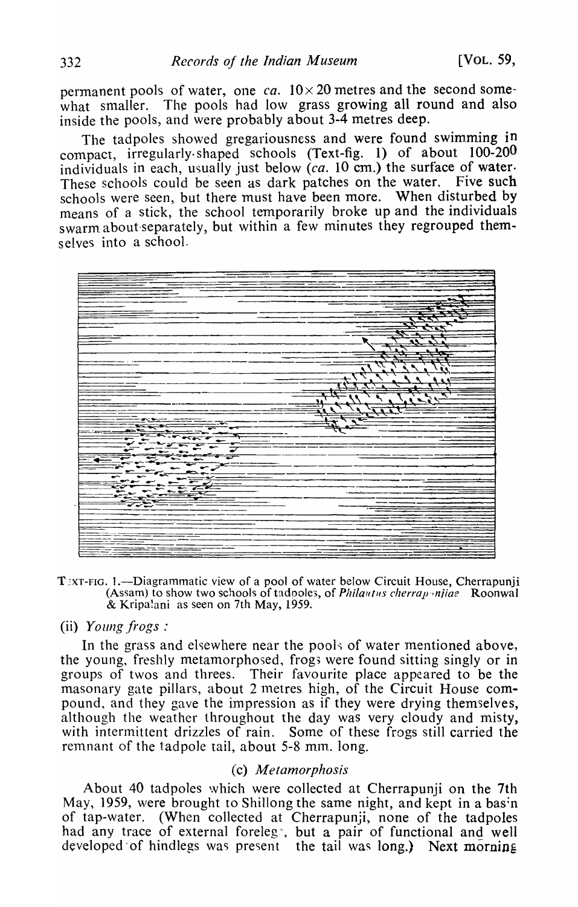permanent pools of water, one *ca.* 10×20 metres and the second somewhat smaller. The pools had low grass growing all round and also inside the pools, and were probably about 3-4 metres deep.

The tadpoles showed gregariousness and were found swimming in compact, irregularly-shaped schools (Text-fig. 1) of about 100-200 individuals in each, usually just below (*ca.* 10 cm.) the surface of water. These schools could be seen as dark patches on the water. Five such schools were seen, but there must have been more. When disturbed by means of a stick, the school temporarily broke up and the individuals swarm about separately, but within a few minutes they regrouped themselves into a school.

TEXT-FIG. 1.—Diagrammatic view of a pool of water below Circuit House, Cherrapunji (Assam) to show two schools of tadpoles, of *Philautus cherrapunjiae* Roonwal & Kripalani as seen on 7th May, 1959.

(ii) *Young frogs :*

In the grass and elsewhere near the pools of water mentioned above, the young, freshly metamorphosed, frogs were found sitting singly or in groups of twos and threes. Their favourite place appeared to be the masonary gate pillars, about 2 metres high, of the Circuit House compound, and they gave the impression as if they were drying themselves, although the weather throughout the day was very cloudy and misty, with intermittent drizzles of rain. Some of these frogs still carried the remnant of the tadpole tail, about 5-8 mm. long.

### (c) *Metamorphosis*

About 40 tadpoles which were collected at Cherrapunji on the 7th May, 1959, were brought to Shillong the same night, and kept in a basin of tap-water. (When collected at Cherrapunji, none of the tadpoles had any trace of external forelegs, but a pair of functional and well developed of hindlegs was present the tail was long.) Next morning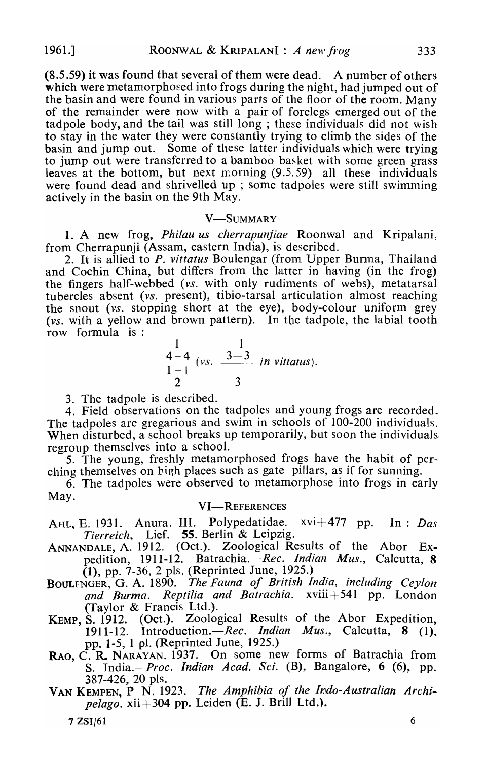(8.5.59) it was found that several of them were dead. A number of others which were metamorphosed into frogs during the night, had jumped out of the basin and were found in various parts of the floor of the room. Many of the remainder were now with a pair of forelegs emerged out of the tadpole body, and the tail was still long ; these individuals did not wish to stay in the water they were constantly trying to climb the sides of the basin and jump out. Some of these latter individuals which were trying to jump out were transferred to a bamboo basket with some green grass leaves at the bottom, but next morning (9.5.59) all these individuals were found dead and shrivelled up ; some tadpoles were still swimming actively in the basin on the 9th May.

## V—Summary

1. A new frog, *Philau us cherrapunjiae* Roonwal and Kripalani, from Cherrapunji (Assam, eastern India), is described.

2. It is allied to *P. vittatus* Boulengar (from Upper Burma, Thailand and Cochin China, but differs from the latter in having (in the frog) the fingers half-webbed (*vs.* with only rudiments of webs), metatarsal tubercles absent (*vs.* present), tibio-tarsal articulation almost reaching the snout (*vs.* stopping short at the eye), body-colour uniform grey (*vs.* with a yellow and brown pattern). In the tadpole, the labial tooth row formula is :

$$\frac{\begin{matrix}1\\4-4\end{matrix}}{\begin{matrix}1-1\\2\end{matrix}} \quad (vs. \quad \frac{\begin{matrix}1\\3-3\end{matrix}}{3} \quad \textit{in vittatus}).$$

3. The tadpole is described.

4. Field observations on the tadpoles and young frogs are recorded. The tadpoles are gregarious and swim in schools of 100-200 individuals. When disturbed, a school breaks up temporarily, but soon the individuals regroup themselves into a school.

5. The young, freshly metamorphosed frogs have the habit of perching themselves on high places such as gate pillars, as if for sunning.

6. The tadpoles were observed to metamorphose into frogs in early May.

## VI—References

AHL, E. 1931. Anura. III. Polypedatidae. xvi+477 pp. In : *Das Tierreich*, Lief. **55**. Berlin & Leipzig.

ANNANDALE, A. 1912. (Oct.). Zoological Results of the Abor Expedition, 1911-12. Batrachia.—*Rec. Indian Mus.*, Calcutta, **8** (1), pp. 7-36, 2 pls. (Reprinted June, 1925.)

BOULENGER, G. A. 1890. *The Fauna of British India, including Ceylon and Burma. Reptilia and Batrachia.* xviii+541 pp. London (Taylor & Francis Ltd.).

KEMP, S. 1912. (Oct.). Zoological Results of the Abor Expedition, 1911-12. Introduction.—*Rec. Indian Mus.*, Calcutta, **8** (1), pp. 1-5, 1 pl. (Reprinted June, 1925.)

RAO, C. R. NARAYAN. 1937. On some new forms of Batrachia from S. India.—*Proc. Indian Acad. Sci.* (B), Bangalore, **6** (6), pp. 387-426, 20 pls.

VAN KEMPEN, P N. 1923. *The Amphibia of the Indo-Australian Archipelago.* xii+304 pp. Leiden (E. J. Brill Ltd.).